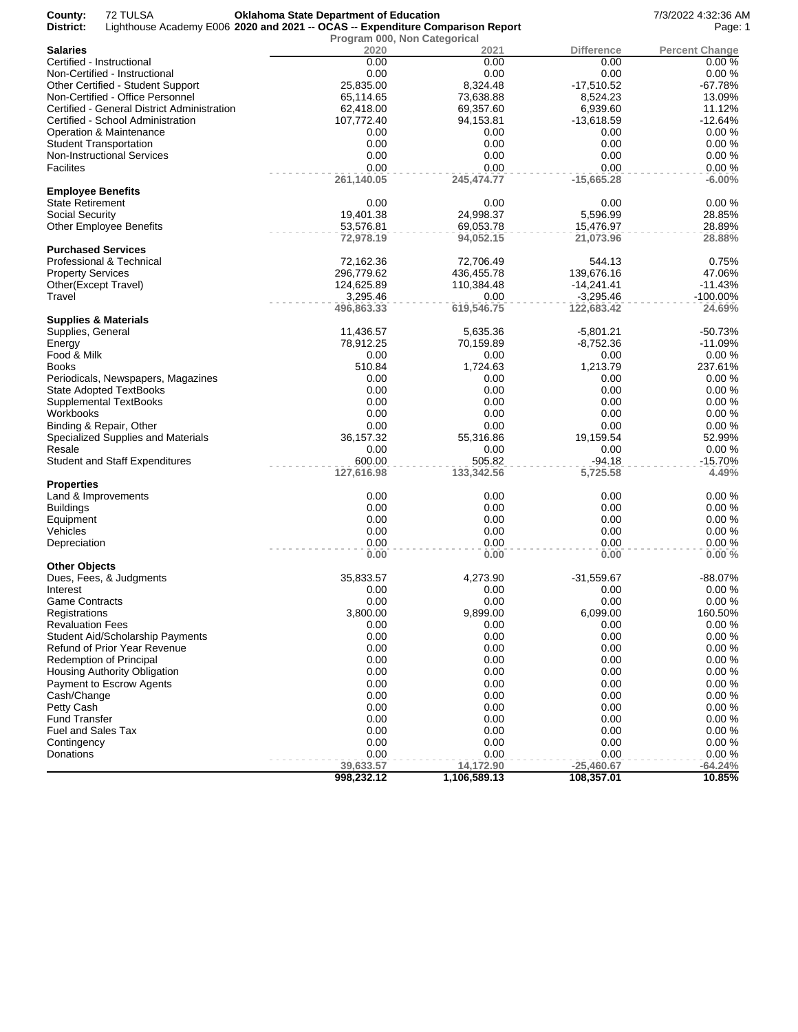**County:** 72 TULSA

**District:** Lighthouse Academy E006

**Oklahoma State Department of Education**

**2020 and 2021 -- OCAS -- Expenditure Comparison Report**

7/3/2022 4:32:36 AM

**Program 000, Non Categorical**

| | 2020 | 2021 | Difference | Percent Change |
|---|---|---|---|---|
| **Salaries** | | | | |
| Certified - Instructional | 0.00 | 0.00 | 0.00 | 0.00 % |
| Non-Certified - Instructional | 0.00 | 0.00 | 0.00 | 0.00 % |
| Other Certified - Student Support | 25,835.00 | 8,324.48 | -17,510.52 | -67.78% |
| Non-Certified - Office Personnel | 65,114.65 | 73,638.88 | 8,524.23 | 13.09% |
| Certified - General District Administration | 62,418.00 | 69,357.60 | 6,939.60 | 11.12% |
| Certified - School Administration | 107,772.40 | 94,153.81 | -13,618.59 | -12.64% |
| Operation & Maintenance | 0.00 | 0.00 | 0.00 | 0.00 % |
| Student Transportation | 0.00 | 0.00 | 0.00 | 0.00 % |
| Non-Instructional Services | 0.00 | 0.00 | 0.00 | 0.00 % |
| Facilites | 0.00 | 0.00 | 0.00 | 0.00 % |
| | **261,140.05** | **245,474.77** | **-15,665.28** | **-6.00%** |
| **Employee Benefits** | | | | |
| State Retirement | 0.00 | 0.00 | 0.00 | 0.00 % |
| Social Security | 19,401.38 | 24,998.37 | 5,596.99 | 28.85% |
| Other Employee Benefits | 53,576.81 | 69,053.78 | 15,476.97 | 28.89% |
| | **72,978.19** | **94,052.15** | **21,073.96** | **28.88%** |
| **Purchased Services** | | | | |
| Professional & Technical | 72,162.36 | 72,706.49 | 544.13 | 0.75% |
| Property Services | 296,779.62 | 436,455.78 | 139,676.16 | 47.06% |
| Other(Except Travel) | 124,625.89 | 110,384.48 | -14,241.41 | -11.43% |
| Travel | 3,295.46 | 0.00 | -3,295.46 | -100.00% |
| | **496,863.33** | **619,546.75** | **122,683.42** | **24.69%** |
| **Supplies & Materials** | | | | |
| Supplies, General | 11,436.57 | 5,635.36 | -5,801.21 | -50.73% |
| Energy | 78,912.25 | 70,159.89 | -8,752.36 | -11.09% |
| Food & Milk | 0.00 | 0.00 | 0.00 | 0.00 % |
| Books | 510.84 | 1,724.63 | 1,213.79 | 237.61% |
| Periodicals, Newspapers, Magazines | 0.00 | 0.00 | 0.00 | 0.00 % |
| State Adopted TextBooks | 0.00 | 0.00 | 0.00 | 0.00 % |
| Supplemental TextBooks | 0.00 | 0.00 | 0.00 | 0.00 % |
| Workbooks | 0.00 | 0.00 | 0.00 | 0.00 % |
| Binding & Repair, Other | 0.00 | 0.00 | 0.00 | 0.00 % |
| Specialized Supplies and Materials | 36,157.32 | 55,316.86 | 19,159.54 | 52.99% |
| Resale | 0.00 | 0.00 | 0.00 | 0.00 % |
| Student and Staff Expenditures | 600.00 | 505.82 | -94.18 | -15.70% |
| | **127,616.98** | **133,342.56** | **5,725.58** | **4.49%** |
| **Properties** | | | | |
| Land & Improvements | 0.00 | 0.00 | 0.00 | 0.00 % |
| Buildings | 0.00 | 0.00 | 0.00 | 0.00 % |
| Equipment | 0.00 | 0.00 | 0.00 | 0.00 % |
| Vehicles | 0.00 | 0.00 | 0.00 | 0.00 % |
| Depreciation | 0.00 | 0.00 | 0.00 | 0.00 % |
| | **0.00** | **0.00** | **0.00** | **0.00 %** |
| **Other Objects** | | | | |
| Dues, Fees, & Judgments | 35,833.57 | 4,273.90 | -31,559.67 | -88.07% |
| Interest | 0.00 | 0.00 | 0.00 | 0.00 % |
| Game Contracts | 0.00 | 0.00 | 0.00 | 0.00 % |
| Registrations | 3,800.00 | 9,899.00 | 6,099.00 | 160.50% |
| Revaluation Fees | 0.00 | 0.00 | 0.00 | 0.00 % |
| Student Aid/Scholarship Payments | 0.00 | 0.00 | 0.00 | 0.00 % |
| Refund of Prior Year Revenue | 0.00 | 0.00 | 0.00 | 0.00 % |
| Redemption of Principal | 0.00 | 0.00 | 0.00 | 0.00 % |
| Housing Authority Obligation | 0.00 | 0.00 | 0.00 | 0.00 % |
| Payment to Escrow Agents | 0.00 | 0.00 | 0.00 | 0.00 % |
| Cash/Change | 0.00 | 0.00 | 0.00 | 0.00 % |
| Petty Cash | 0.00 | 0.00 | 0.00 | 0.00 % |
| Fund Transfer | 0.00 | 0.00 | 0.00 | 0.00 % |
| Fuel and Sales Tax | 0.00 | 0.00 | 0.00 | 0.00 % |
| Contingency | 0.00 | 0.00 | 0.00 | 0.00 % |
| Donations | 0.00 | 0.00 | 0.00 | 0.00 % |
| | **39,633.57** | **14,172.90** | **-25,460.67** | **-64.24%** |
| | **998,232.12** | **1,106,589.13** | **108,357.01** | **10.85%** |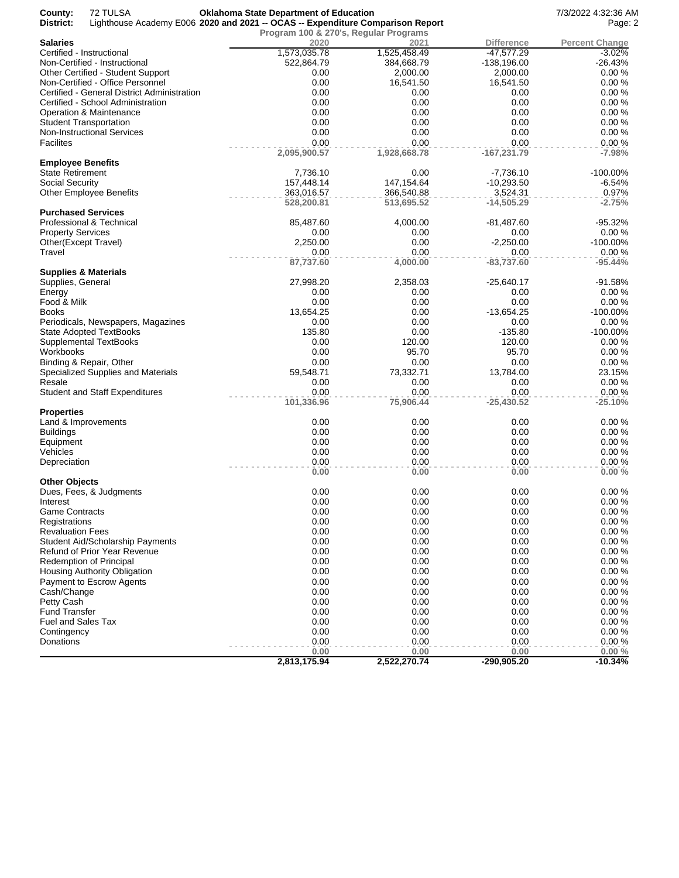County: 72 TULSA **Oklahoma State Department of Education**

District: Lighthouse Academy E006 **2020 and 2021 -- OCAS -- Expenditure Comparison Report**

**Program 100 & 270's, Regular Programs**

| | 2020 | 2021 | Difference | Percent Change |
|---|---|---|---|---|
| **Salaries** | | | | |
| Certified - Instructional | 1,573,035.78 | 1,525,458.49 | -47,577.29 | -3.02% |
| Non-Certified - Instructional | 522,864.79 | 384,668.79 | -138,196.00 | -26.43% |
| Other Certified - Student Support | 0.00 | 2,000.00 | 2,000.00 | 0.00 % |
| Non-Certified - Office Personnel | 0.00 | 16,541.50 | 16,541.50 | 0.00 % |
| Certified - General District Administration | 0.00 | 0.00 | 0.00 | 0.00 % |
| Certified - School Administration | 0.00 | 0.00 | 0.00 | 0.00 % |
| Operation & Maintenance | 0.00 | 0.00 | 0.00 | 0.00 % |
| Student Transportation | 0.00 | 0.00 | 0.00 | 0.00 % |
| Non-Instructional Services | 0.00 | 0.00 | 0.00 | 0.00 % |
| Facilites | 0.00 | 0.00 | 0.00 | 0.00 % |
| | **2,095,900.57** | **1,928,668.78** | **-167,231.79** | **-7.98%** |
| **Employee Benefits** | | | | |
| State Retirement | 7,736.10 | 0.00 | -7,736.10 | -100.00% |
| Social Security | 157,448.14 | 147,154.64 | -10,293.50 | -6.54% |
| Other Employee Benefits | 363,016.57 | 366,540.88 | 3,524.31 | 0.97% |
| | **528,200.81** | **513,695.52** | **-14,505.29** | **-2.75%** |
| **Purchased Services** | | | | |
| Professional & Technical | 85,487.60 | 4,000.00 | -81,487.60 | -95.32% |
| Property Services | 0.00 | 0.00 | 0.00 | 0.00 % |
| Other(Except Travel) | 2,250.00 | 0.00 | -2,250.00 | -100.00% |
| Travel | 0.00 | 0.00 | 0.00 | 0.00 % |
| | **87,737.60** | **4,000.00** | **-83,737.60** | **-95.44%** |
| **Supplies & Materials** | | | | |
| Supplies, General | 27,998.20 | 2,358.03 | -25,640.17 | -91.58% |
| Energy | 0.00 | 0.00 | 0.00 | 0.00 % |
| Food & Milk | 0.00 | 0.00 | 0.00 | 0.00 % |
| Books | 13,654.25 | 0.00 | -13,654.25 | -100.00% |
| Periodicals, Newspapers, Magazines | 0.00 | 0.00 | 0.00 | 0.00 % |
| State Adopted TextBooks | 135.80 | 0.00 | -135.80 | -100.00% |
| Supplemental TextBooks | 0.00 | 120.00 | 120.00 | 0.00 % |
| Workbooks | 0.00 | 95.70 | 95.70 | 0.00 % |
| Binding & Repair, Other | 0.00 | 0.00 | 0.00 | 0.00 % |
| Specialized Supplies and Materials | 59,548.71 | 73,332.71 | 13,784.00 | 23.15% |
| Resale | 0.00 | 0.00 | 0.00 | 0.00 % |
| Student and Staff Expenditures | 0.00 | 0.00 | 0.00 | 0.00 % |
| | **101,336.96** | **75,906.44** | **-25,430.52** | **-25.10%** |
| **Properties** | | | | |
| Land & Improvements | 0.00 | 0.00 | 0.00 | 0.00 % |
| Buildings | 0.00 | 0.00 | 0.00 | 0.00 % |
| Equipment | 0.00 | 0.00 | 0.00 | 0.00 % |
| Vehicles | 0.00 | 0.00 | 0.00 | 0.00 % |
| Depreciation | 0.00 | 0.00 | 0.00 | 0.00 % |
| | **0.00** | **0.00** | **0.00** | **0.00 %** |
| **Other Objects** | | | | |
| Dues, Fees, & Judgments | 0.00 | 0.00 | 0.00 | 0.00 % |
| Interest | 0.00 | 0.00 | 0.00 | 0.00 % |
| Game Contracts | 0.00 | 0.00 | 0.00 | 0.00 % |
| Registrations | 0.00 | 0.00 | 0.00 | 0.00 % |
| Revaluation Fees | 0.00 | 0.00 | 0.00 | 0.00 % |
| Student Aid/Scholarship Payments | 0.00 | 0.00 | 0.00 | 0.00 % |
| Refund of Prior Year Revenue | 0.00 | 0.00 | 0.00 | 0.00 % |
| Redemption of Principal | 0.00 | 0.00 | 0.00 | 0.00 % |
| Housing Authority Obligation | 0.00 | 0.00 | 0.00 | 0.00 % |
| Payment to Escrow Agents | 0.00 | 0.00 | 0.00 | 0.00 % |
| Cash/Change | 0.00 | 0.00 | 0.00 | 0.00 % |
| Petty Cash | 0.00 | 0.00 | 0.00 | 0.00 % |
| Fund Transfer | 0.00 | 0.00 | 0.00 | 0.00 % |
| Fuel and Sales Tax | 0.00 | 0.00 | 0.00 | 0.00 % |
| Contingency | 0.00 | 0.00 | 0.00 | 0.00 % |
| Donations | 0.00 | 0.00 | 0.00 | 0.00 % |
| | **0.00** | **0.00** | **0.00** | **0.00 %** |
| | **2,813,175.94** | **2,522,270.74** | **-290,905.20** | **-10.34%** |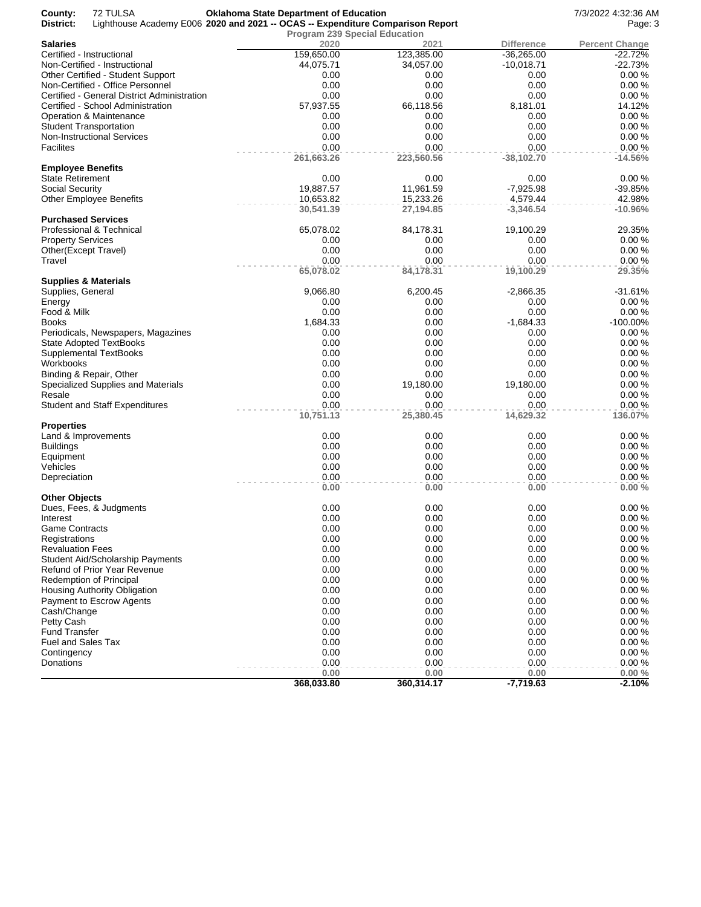County: 72 TULSA
District: Lighthouse Academy E006

**Oklahoma State Department of Education**
**2020 and 2021 -- OCAS -- Expenditure Comparison Report**
**Program 239 Special Education**

7/3/2022 4:32:36 AM

| Salaries | 2020 | 2021 | Difference | Percent Change |
|---|---|---|---|---|
| Certified - Instructional | 159,650.00 | 123,385.00 | -36,265.00 | -22.72% |
| Non-Certified - Instructional | 44,075.71 | 34,057.00 | -10,018.71 | -22.73% |
| Other Certified - Student Support | 0.00 | 0.00 | 0.00 | 0.00 % |
| Non-Certified - Office Personnel | 0.00 | 0.00 | 0.00 | 0.00 % |
| Certified - General District Administration | 0.00 | 0.00 | 0.00 | 0.00 % |
| Certified - School Administration | 57,937.55 | 66,118.56 | 8,181.01 | 14.12% |
| Operation & Maintenance | 0.00 | 0.00 | 0.00 | 0.00 % |
| Student Transportation | 0.00 | 0.00 | 0.00 | 0.00 % |
| Non-Instructional Services | 0.00 | 0.00 | 0.00 | 0.00 % |
| Facilites | 0.00 | 0.00 | 0.00 | 0.00 % |
| | **261,663.26** | **223,560.56** | **-38,102.70** | **-14.56%** |
| **Employee Benefits** | | | | |
| State Retirement | 0.00 | 0.00 | 0.00 | 0.00 % |
| Social Security | 19,887.57 | 11,961.59 | -7,925.98 | -39.85% |
| Other Employee Benefits | 10,653.82 | 15,233.26 | 4,579.44 | 42.98% |
| | **30,541.39** | **27,194.85** | **-3,346.54** | **-10.96%** |
| **Purchased Services** | | | | |
| Professional & Technical | 65,078.02 | 84,178.31 | 19,100.29 | 29.35% |
| Property Services | 0.00 | 0.00 | 0.00 | 0.00 % |
| Other(Except Travel) | 0.00 | 0.00 | 0.00 | 0.00 % |
| Travel | 0.00 | 0.00 | 0.00 | 0.00 % |
| | **65,078.02** | **84,178.31** | **19,100.29** | **29.35%** |
| **Supplies & Materials** | | | | |
| Supplies, General | 9,066.80 | 6,200.45 | -2,866.35 | -31.61% |
| Energy | 0.00 | 0.00 | 0.00 | 0.00 % |
| Food & Milk | 0.00 | 0.00 | 0.00 | 0.00 % |
| Books | 1,684.33 | 0.00 | -1,684.33 | -100.00% |
| Periodicals, Newspapers, Magazines | 0.00 | 0.00 | 0.00 | 0.00 % |
| State Adopted TextBooks | 0.00 | 0.00 | 0.00 | 0.00 % |
| Supplemental TextBooks | 0.00 | 0.00 | 0.00 | 0.00 % |
| Workbooks | 0.00 | 0.00 | 0.00 | 0.00 % |
| Binding & Repair, Other | 0.00 | 0.00 | 0.00 | 0.00 % |
| Specialized Supplies and Materials | 0.00 | 19,180.00 | 19,180.00 | 0.00 % |
| Resale | 0.00 | 0.00 | 0.00 | 0.00 % |
| Student and Staff Expenditures | 0.00 | 0.00 | 0.00 | 0.00 % |
| | **10,751.13** | **25,380.45** | **14,629.32** | **136.07%** |
| **Properties** | | | | |
| Land & Improvements | 0.00 | 0.00 | 0.00 | 0.00 % |
| Buildings | 0.00 | 0.00 | 0.00 | 0.00 % |
| Equipment | 0.00 | 0.00 | 0.00 | 0.00 % |
| Vehicles | 0.00 | 0.00 | 0.00 | 0.00 % |
| Depreciation | 0.00 | 0.00 | 0.00 | 0.00 % |
| | **0.00** | **0.00** | **0.00** | **0.00 %** |
| **Other Objects** | | | | |
| Dues, Fees, & Judgments | 0.00 | 0.00 | 0.00 | 0.00 % |
| Interest | 0.00 | 0.00 | 0.00 | 0.00 % |
| Game Contracts | 0.00 | 0.00 | 0.00 | 0.00 % |
| Registrations | 0.00 | 0.00 | 0.00 | 0.00 % |
| Revaluation Fees | 0.00 | 0.00 | 0.00 | 0.00 % |
| Student Aid/Scholarship Payments | 0.00 | 0.00 | 0.00 | 0.00 % |
| Refund of Prior Year Revenue | 0.00 | 0.00 | 0.00 | 0.00 % |
| Redemption of Principal | 0.00 | 0.00 | 0.00 | 0.00 % |
| Housing Authority Obligation | 0.00 | 0.00 | 0.00 | 0.00 % |
| Payment to Escrow Agents | 0.00 | 0.00 | 0.00 | 0.00 % |
| Cash/Change | 0.00 | 0.00 | 0.00 | 0.00 % |
| Petty Cash | 0.00 | 0.00 | 0.00 | 0.00 % |
| Fund Transfer | 0.00 | 0.00 | 0.00 | 0.00 % |
| Fuel and Sales Tax | 0.00 | 0.00 | 0.00 | 0.00 % |
| Contingency | 0.00 | 0.00 | 0.00 | 0.00 % |
| Donations | 0.00 | 0.00 | 0.00 | 0.00 % |
| | **0.00** | **0.00** | **0.00** | **0.00 %** |
| | **368,033.80** | **360,314.17** | **-7,719.63** | **-2.10%** |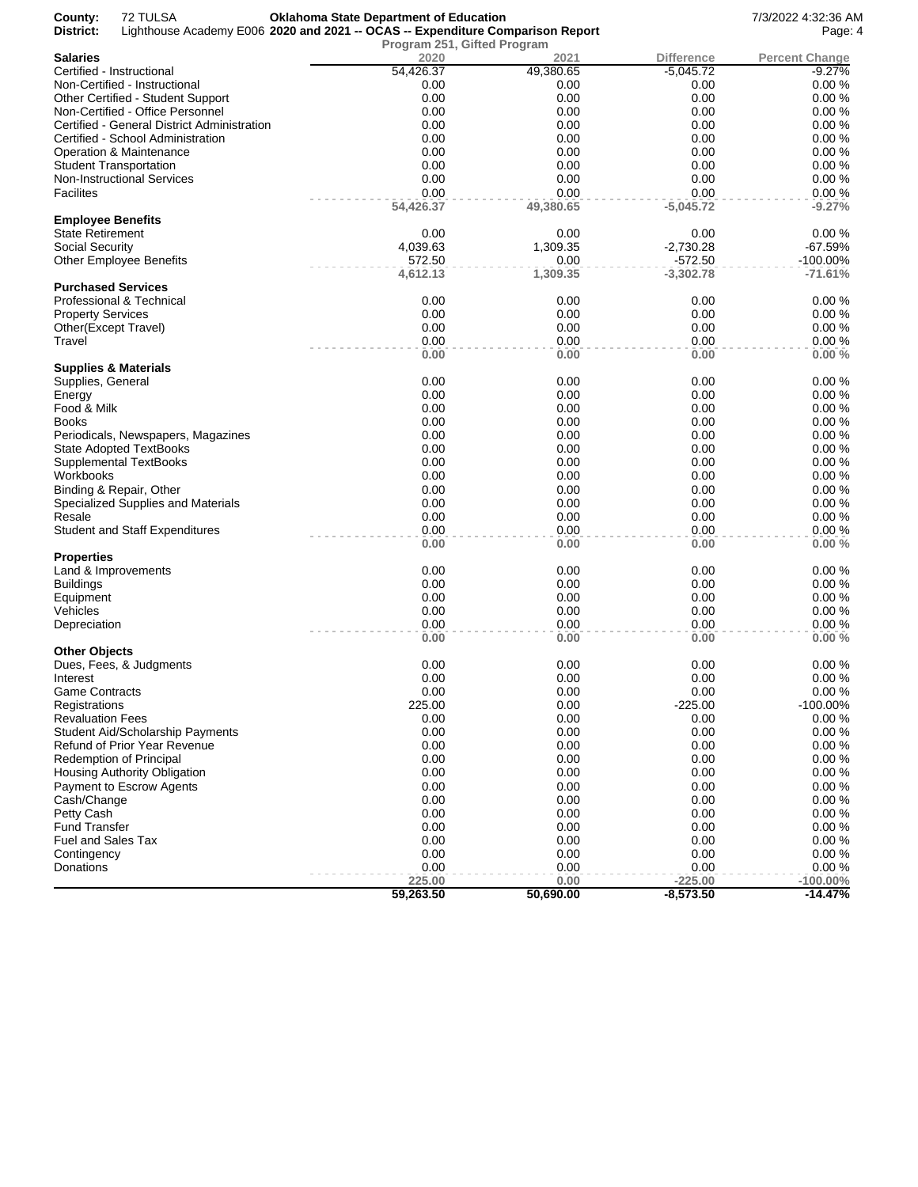County: 72 TULSA
District: Lighthouse Academy E006

**Oklahoma State Department of Education**
**2020 and 2021 -- OCAS -- Expenditure Comparison Report**
**Program 251, Gifted Program**

7/3/2022 4:32:36 AM

| **Salaries** | 2020 | 2021 | Difference | Percent Change |
|---|---|---|---|---|
| Certified - Instructional | 54,426.37 | 49,380.65 | -5,045.72 | -9.27% |
| Non-Certified - Instructional | 0.00 | 0.00 | 0.00 | 0.00 % |
| Other Certified - Student Support | 0.00 | 0.00 | 0.00 | 0.00 % |
| Non-Certified - Office Personnel | 0.00 | 0.00 | 0.00 | 0.00 % |
| Certified - General District Administration | 0.00 | 0.00 | 0.00 | 0.00 % |
| Certified - School Administration | 0.00 | 0.00 | 0.00 | 0.00 % |
| Operation & Maintenance | 0.00 | 0.00 | 0.00 | 0.00 % |
| Student Transportation | 0.00 | 0.00 | 0.00 | 0.00 % |
| Non-Instructional Services | 0.00 | 0.00 | 0.00 | 0.00 % |
| Facilites | 0.00 | 0.00 | 0.00 | 0.00 % |
| | **54,426.37** | **49,380.65** | **-5,045.72** | **-9.27%** |
| **Employee Benefits** | | | | |
| State Retirement | 0.00 | 0.00 | 0.00 | 0.00 % |
| Social Security | 4,039.63 | 1,309.35 | -2,730.28 | -67.59% |
| Other Employee Benefits | 572.50 | 0.00 | -572.50 | -100.00% |
| | **4,612.13** | **1,309.35** | **-3,302.78** | **-71.61%** |
| **Purchased Services** | | | | |
| Professional & Technical | 0.00 | 0.00 | 0.00 | 0.00 % |
| Property Services | 0.00 | 0.00 | 0.00 | 0.00 % |
| Other(Except Travel) | 0.00 | 0.00 | 0.00 | 0.00 % |
| Travel | 0.00 | 0.00 | 0.00 | 0.00 % |
| | **0.00** | **0.00** | **0.00** | **0.00 %** |
| **Supplies & Materials** | | | | |
| Supplies, General | 0.00 | 0.00 | 0.00 | 0.00 % |
| Energy | 0.00 | 0.00 | 0.00 | 0.00 % |
| Food & Milk | 0.00 | 0.00 | 0.00 | 0.00 % |
| Books | 0.00 | 0.00 | 0.00 | 0.00 % |
| Periodicals, Newspapers, Magazines | 0.00 | 0.00 | 0.00 | 0.00 % |
| State Adopted TextBooks | 0.00 | 0.00 | 0.00 | 0.00 % |
| Supplemental TextBooks | 0.00 | 0.00 | 0.00 | 0.00 % |
| Workbooks | 0.00 | 0.00 | 0.00 | 0.00 % |
| Binding & Repair, Other | 0.00 | 0.00 | 0.00 | 0.00 % |
| Specialized Supplies and Materials | 0.00 | 0.00 | 0.00 | 0.00 % |
| Resale | 0.00 | 0.00 | 0.00 | 0.00 % |
| Student and Staff Expenditures | 0.00 | 0.00 | 0.00 | 0.00 % |
| | **0.00** | **0.00** | **0.00** | **0.00 %** |
| **Properties** | | | | |
| Land & Improvements | 0.00 | 0.00 | 0.00 | 0.00 % |
| Buildings | 0.00 | 0.00 | 0.00 | 0.00 % |
| Equipment | 0.00 | 0.00 | 0.00 | 0.00 % |
| Vehicles | 0.00 | 0.00 | 0.00 | 0.00 % |
| Depreciation | 0.00 | 0.00 | 0.00 | 0.00 % |
| | **0.00** | **0.00** | **0.00** | **0.00 %** |
| **Other Objects** | | | | |
| Dues, Fees, & Judgments | 0.00 | 0.00 | 0.00 | 0.00 % |
| Interest | 0.00 | 0.00 | 0.00 | 0.00 % |
| Game Contracts | 0.00 | 0.00 | 0.00 | 0.00 % |
| Registrations | 225.00 | 0.00 | -225.00 | -100.00% |
| Revaluation Fees | 0.00 | 0.00 | 0.00 | 0.00 % |
| Student Aid/Scholarship Payments | 0.00 | 0.00 | 0.00 | 0.00 % |
| Refund of Prior Year Revenue | 0.00 | 0.00 | 0.00 | 0.00 % |
| Redemption of Principal | 0.00 | 0.00 | 0.00 | 0.00 % |
| Housing Authority Obligation | 0.00 | 0.00 | 0.00 | 0.00 % |
| Payment to Escrow Agents | 0.00 | 0.00 | 0.00 | 0.00 % |
| Cash/Change | 0.00 | 0.00 | 0.00 | 0.00 % |
| Petty Cash | 0.00 | 0.00 | 0.00 | 0.00 % |
| Fund Transfer | 0.00 | 0.00 | 0.00 | 0.00 % |
| Fuel and Sales Tax | 0.00 | 0.00 | 0.00 | 0.00 % |
| Contingency | 0.00 | 0.00 | 0.00 | 0.00 % |
| Donations | 0.00 | 0.00 | 0.00 | 0.00 % |
| | **225.00** | **0.00** | **-225.00** | **-100.00%** |
| | **59,263.50** | **50,690.00** | **-8,573.50** | **-14.47%** |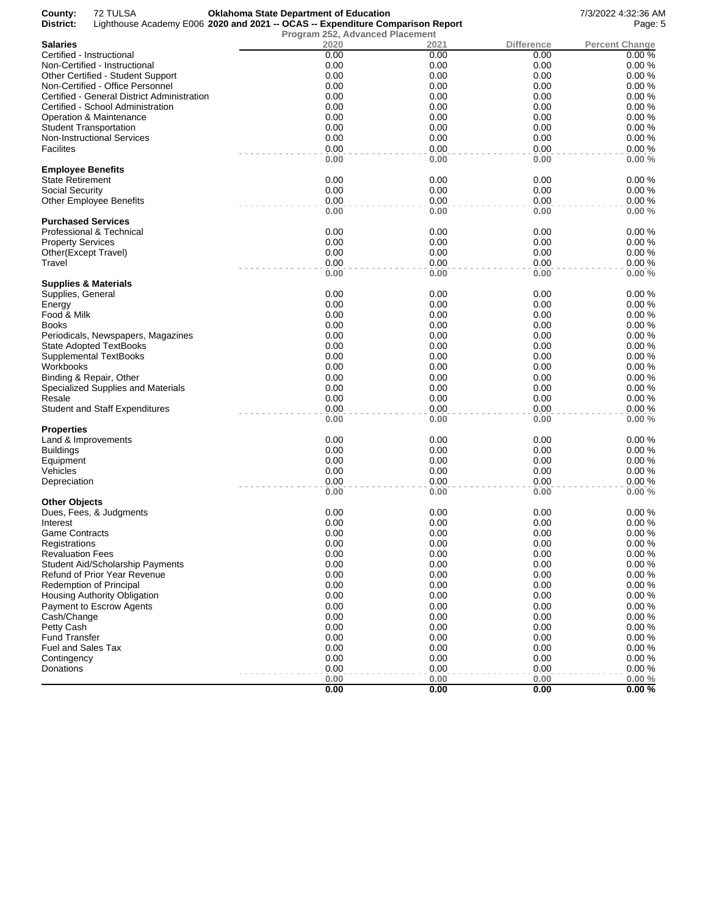**County:** 72 TULSA
**District:** Lighthouse Academy E006

**Oklahoma State Department of Education**
**2020 and 2021 -- OCAS -- Expenditure Comparison Report**
**Program 252, Advanced Placement**

7/3/2022 4:32:36 AM

| **Salaries** | 2020 | 2021 | Difference | Percent Change |
|---|---|---|---|---|
| Certified - Instructional | 0.00 | 0.00 | 0.00 | 0.00 % |
| Non-Certified - Instructional | 0.00 | 0.00 | 0.00 | 0.00 % |
| Other Certified - Student Support | 0.00 | 0.00 | 0.00 | 0.00 % |
| Non-Certified - Office Personnel | 0.00 | 0.00 | 0.00 | 0.00 % |
| Certified - General District Administration | 0.00 | 0.00 | 0.00 | 0.00 % |
| Certified - School Administration | 0.00 | 0.00 | 0.00 | 0.00 % |
| Operation & Maintenance | 0.00 | 0.00 | 0.00 | 0.00 % |
| Student Transportation | 0.00 | 0.00 | 0.00 | 0.00 % |
| Non-Instructional Services | 0.00 | 0.00 | 0.00 | 0.00 % |
| Facilites | 0.00 | 0.00 | 0.00 | 0.00 % |
| | **0.00** | **0.00** | **0.00** | **0.00 %** |
| **Employee Benefits** | | | | |
| State Retirement | 0.00 | 0.00 | 0.00 | 0.00 % |
| Social Security | 0.00 | 0.00 | 0.00 | 0.00 % |
| Other Employee Benefits | 0.00 | 0.00 | 0.00 | 0.00 % |
| | **0.00** | **0.00** | **0.00** | **0.00 %** |
| **Purchased Services** | | | | |
| Professional & Technical | 0.00 | 0.00 | 0.00 | 0.00 % |
| Property Services | 0.00 | 0.00 | 0.00 | 0.00 % |
| Other(Except Travel) | 0.00 | 0.00 | 0.00 | 0.00 % |
| Travel | 0.00 | 0.00 | 0.00 | 0.00 % |
| | **0.00** | **0.00** | **0.00** | **0.00 %** |
| **Supplies & Materials** | | | | |
| Supplies, General | 0.00 | 0.00 | 0.00 | 0.00 % |
| Energy | 0.00 | 0.00 | 0.00 | 0.00 % |
| Food & Milk | 0.00 | 0.00 | 0.00 | 0.00 % |
| Books | 0.00 | 0.00 | 0.00 | 0.00 % |
| Periodicals, Newspapers, Magazines | 0.00 | 0.00 | 0.00 | 0.00 % |
| State Adopted TextBooks | 0.00 | 0.00 | 0.00 | 0.00 % |
| Supplemental TextBooks | 0.00 | 0.00 | 0.00 | 0.00 % |
| Workbooks | 0.00 | 0.00 | 0.00 | 0.00 % |
| Binding & Repair, Other | 0.00 | 0.00 | 0.00 | 0.00 % |
| Specialized Supplies and Materials | 0.00 | 0.00 | 0.00 | 0.00 % |
| Resale | 0.00 | 0.00 | 0.00 | 0.00 % |
| Student and Staff Expenditures | 0.00 | 0.00 | 0.00 | 0.00 % |
| | **0.00** | **0.00** | **0.00** | **0.00 %** |
| **Properties** | | | | |
| Land & Improvements | 0.00 | 0.00 | 0.00 | 0.00 % |
| Buildings | 0.00 | 0.00 | 0.00 | 0.00 % |
| Equipment | 0.00 | 0.00 | 0.00 | 0.00 % |
| Vehicles | 0.00 | 0.00 | 0.00 | 0.00 % |
| Depreciation | 0.00 | 0.00 | 0.00 | 0.00 % |
| | **0.00** | **0.00** | **0.00** | **0.00 %** |
| **Other Objects** | | | | |
| Dues, Fees, & Judgments | 0.00 | 0.00 | 0.00 | 0.00 % |
| Interest | 0.00 | 0.00 | 0.00 | 0.00 % |
| Game Contracts | 0.00 | 0.00 | 0.00 | 0.00 % |
| Registrations | 0.00 | 0.00 | 0.00 | 0.00 % |
| Revaluation Fees | 0.00 | 0.00 | 0.00 | 0.00 % |
| Student Aid/Scholarship Payments | 0.00 | 0.00 | 0.00 | 0.00 % |
| Refund of Prior Year Revenue | 0.00 | 0.00 | 0.00 | 0.00 % |
| Redemption of Principal | 0.00 | 0.00 | 0.00 | 0.00 % |
| Housing Authority Obligation | 0.00 | 0.00 | 0.00 | 0.00 % |
| Payment to Escrow Agents | 0.00 | 0.00 | 0.00 | 0.00 % |
| Cash/Change | 0.00 | 0.00 | 0.00 | 0.00 % |
| Petty Cash | 0.00 | 0.00 | 0.00 | 0.00 % |
| Fund Transfer | 0.00 | 0.00 | 0.00 | 0.00 % |
| Fuel and Sales Tax | 0.00 | 0.00 | 0.00 | 0.00 % |
| Contingency | 0.00 | 0.00 | 0.00 | 0.00 % |
| Donations | 0.00 | 0.00 | 0.00 | 0.00 % |
| | **0.00** | **0.00** | **0.00** | **0.00 %** |
| | **0.00** | **0.00** | **0.00** | **0.00 %** |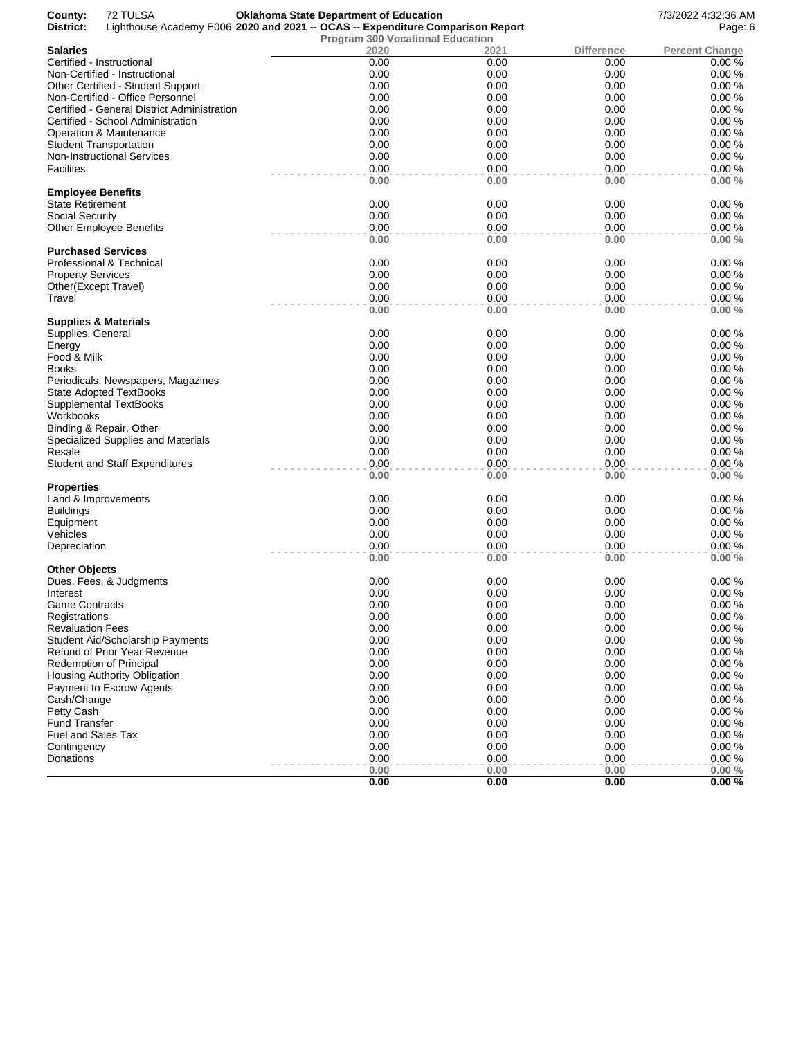County: 72 TULSA
District: Lighthouse Academy E006

**Oklahoma State Department of Education**
**2020 and 2021 -- OCAS -- Expenditure Comparison Report**
**Program 300 Vocational Education**

7/3/2022 4:32:36 AM

| Salaries | 2020 | 2021 | Difference | Percent Change |
|---|---|---|---|---|
| Certified - Instructional | 0.00 | 0.00 | 0.00 | 0.00 % |
| Non-Certified - Instructional | 0.00 | 0.00 | 0.00 | 0.00 % |
| Other Certified - Student Support | 0.00 | 0.00 | 0.00 | 0.00 % |
| Non-Certified - Office Personnel | 0.00 | 0.00 | 0.00 | 0.00 % |
| Certified - General District Administration | 0.00 | 0.00 | 0.00 | 0.00 % |
| Certified - School Administration | 0.00 | 0.00 | 0.00 | 0.00 % |
| Operation & Maintenance | 0.00 | 0.00 | 0.00 | 0.00 % |
| Student Transportation | 0.00 | 0.00 | 0.00 | 0.00 % |
| Non-Instructional Services | 0.00 | 0.00 | 0.00 | 0.00 % |
| Facilites | 0.00 | 0.00 | 0.00 | 0.00 % |
| | **0.00** | **0.00** | **0.00** | **0.00 %** |
| **Employee Benefits** | | | | |
| State Retirement | 0.00 | 0.00 | 0.00 | 0.00 % |
| Social Security | 0.00 | 0.00 | 0.00 | 0.00 % |
| Other Employee Benefits | 0.00 | 0.00 | 0.00 | 0.00 % |
| | **0.00** | **0.00** | **0.00** | **0.00 %** |
| **Purchased Services** | | | | |
| Professional & Technical | 0.00 | 0.00 | 0.00 | 0.00 % |
| Property Services | 0.00 | 0.00 | 0.00 | 0.00 % |
| Other(Except Travel) | 0.00 | 0.00 | 0.00 | 0.00 % |
| Travel | 0.00 | 0.00 | 0.00 | 0.00 % |
| | **0.00** | **0.00** | **0.00** | **0.00 %** |
| **Supplies & Materials** | | | | |
| Supplies, General | 0.00 | 0.00 | 0.00 | 0.00 % |
| Energy | 0.00 | 0.00 | 0.00 | 0.00 % |
| Food & Milk | 0.00 | 0.00 | 0.00 | 0.00 % |
| Books | 0.00 | 0.00 | 0.00 | 0.00 % |
| Periodicals, Newspapers, Magazines | 0.00 | 0.00 | 0.00 | 0.00 % |
| State Adopted TextBooks | 0.00 | 0.00 | 0.00 | 0.00 % |
| Supplemental TextBooks | 0.00 | 0.00 | 0.00 | 0.00 % |
| Workbooks | 0.00 | 0.00 | 0.00 | 0.00 % |
| Binding & Repair, Other | 0.00 | 0.00 | 0.00 | 0.00 % |
| Specialized Supplies and Materials | 0.00 | 0.00 | 0.00 | 0.00 % |
| Resale | 0.00 | 0.00 | 0.00 | 0.00 % |
| Student and Staff Expenditures | 0.00 | 0.00 | 0.00 | 0.00 % |
| | **0.00** | **0.00** | **0.00** | **0.00 %** |
| **Properties** | | | | |
| Land & Improvements | 0.00 | 0.00 | 0.00 | 0.00 % |
| Buildings | 0.00 | 0.00 | 0.00 | 0.00 % |
| Equipment | 0.00 | 0.00 | 0.00 | 0.00 % |
| Vehicles | 0.00 | 0.00 | 0.00 | 0.00 % |
| Depreciation | 0.00 | 0.00 | 0.00 | 0.00 % |
| | **0.00** | **0.00** | **0.00** | **0.00 %** |
| **Other Objects** | | | | |
| Dues, Fees, & Judgments | 0.00 | 0.00 | 0.00 | 0.00 % |
| Interest | 0.00 | 0.00 | 0.00 | 0.00 % |
| Game Contracts | 0.00 | 0.00 | 0.00 | 0.00 % |
| Registrations | 0.00 | 0.00 | 0.00 | 0.00 % |
| Revaluation Fees | 0.00 | 0.00 | 0.00 | 0.00 % |
| Student Aid/Scholarship Payments | 0.00 | 0.00 | 0.00 | 0.00 % |
| Refund of Prior Year Revenue | 0.00 | 0.00 | 0.00 | 0.00 % |
| Redemption of Principal | 0.00 | 0.00 | 0.00 | 0.00 % |
| Housing Authority Obligation | 0.00 | 0.00 | 0.00 | 0.00 % |
| Payment to Escrow Agents | 0.00 | 0.00 | 0.00 | 0.00 % |
| Cash/Change | 0.00 | 0.00 | 0.00 | 0.00 % |
| Petty Cash | 0.00 | 0.00 | 0.00 | 0.00 % |
| Fund Transfer | 0.00 | 0.00 | 0.00 | 0.00 % |
| Fuel and Sales Tax | 0.00 | 0.00 | 0.00 | 0.00 % |
| Contingency | 0.00 | 0.00 | 0.00 | 0.00 % |
| Donations | 0.00 | 0.00 | 0.00 | 0.00 % |
| | **0.00** | **0.00** | **0.00** | **0.00 %** |
| | **0.00** | **0.00** | **0.00** | **0.00 %** |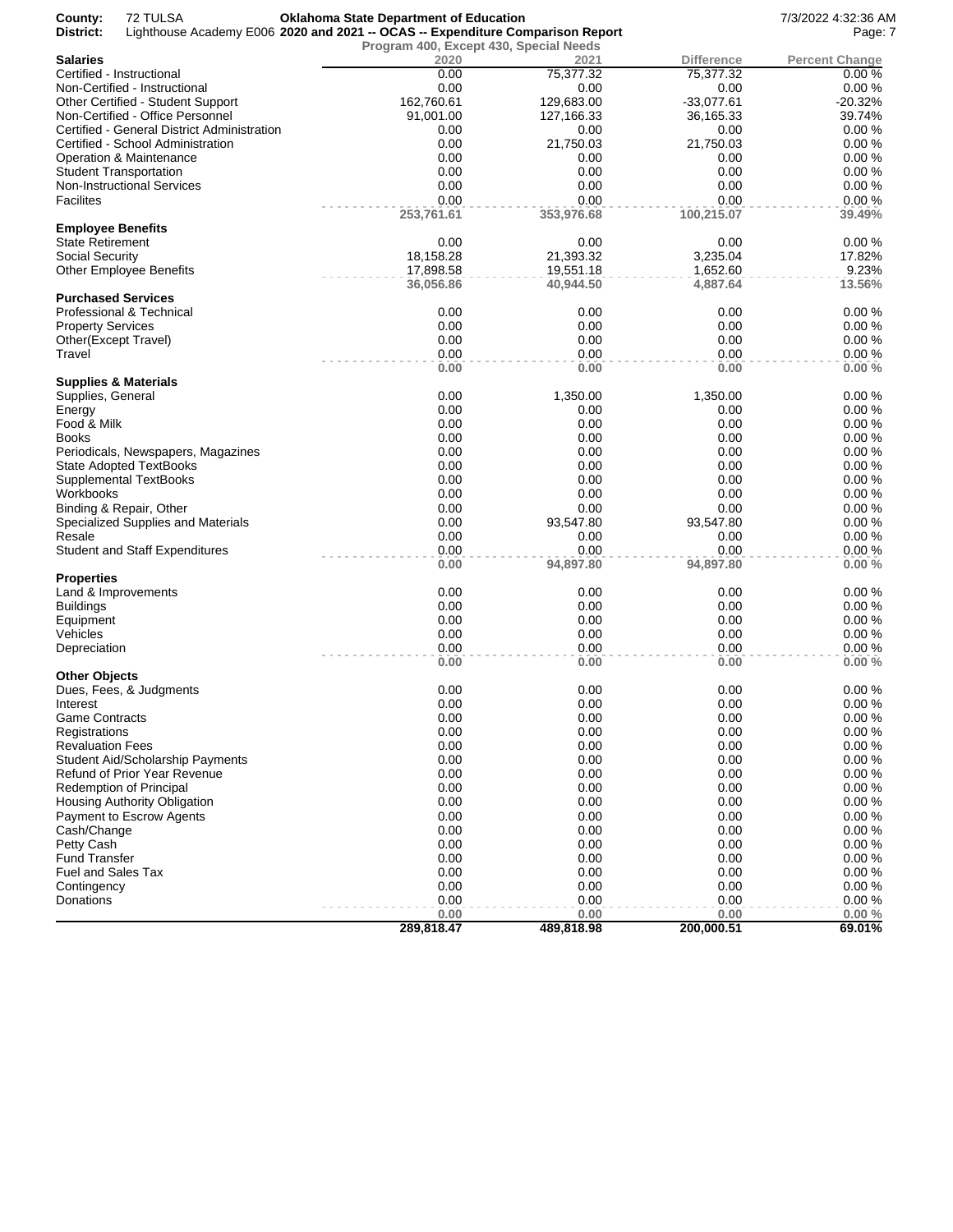**County:** 72 TULSA
**District:** Lighthouse Academy E006

**Oklahoma State Department of Education**
**2020 and 2021 -- OCAS -- Expenditure Comparison Report**
**Program 400, Except 430, Special Needs**

7/3/2022 4:32:36 AM

| **Salaries** | 2020 | 2021 | Difference | Percent Change |
|---|---|---|---|---|
| Certified - Instructional | 0.00 | 75,377.32 | 75,377.32 | 0.00 % |
| Non-Certified - Instructional | 0.00 | 0.00 | 0.00 | 0.00 % |
| Other Certified - Student Support | 162,760.61 | 129,683.00 | -33,077.61 | -20.32% |
| Non-Certified - Office Personnel | 91,001.00 | 127,166.33 | 36,165.33 | 39.74% |
| Certified - General District Administration | 0.00 | 0.00 | 0.00 | 0.00 % |
| Certified - School Administration | 0.00 | 21,750.03 | 21,750.03 | 0.00 % |
| Operation & Maintenance | 0.00 | 0.00 | 0.00 | 0.00 % |
| Student Transportation | 0.00 | 0.00 | 0.00 | 0.00 % |
| Non-Instructional Services | 0.00 | 0.00 | 0.00 | 0.00 % |
| Facilites | 0.00 | 0.00 | 0.00 | 0.00 % |
| | **253,761.61** | **353,976.68** | **100,215.07** | **39.49%** |
| **Employee Benefits** | | | | |
| State Retirement | 0.00 | 0.00 | 0.00 | 0.00 % |
| Social Security | 18,158.28 | 21,393.32 | 3,235.04 | 17.82% |
| Other Employee Benefits | 17,898.58 | 19,551.18 | 1,652.60 | 9.23% |
| | **36,056.86** | **40,944.50** | **4,887.64** | **13.56%** |
| **Purchased Services** | | | | |
| Professional & Technical | 0.00 | 0.00 | 0.00 | 0.00 % |
| Property Services | 0.00 | 0.00 | 0.00 | 0.00 % |
| Other(Except Travel) | 0.00 | 0.00 | 0.00 | 0.00 % |
| Travel | 0.00 | 0.00 | 0.00 | 0.00 % |
| | **0.00** | **0.00** | **0.00** | **0.00 %** |
| **Supplies & Materials** | | | | |
| Supplies, General | 0.00 | 1,350.00 | 1,350.00 | 0.00 % |
| Energy | 0.00 | 0.00 | 0.00 | 0.00 % |
| Food & Milk | 0.00 | 0.00 | 0.00 | 0.00 % |
| Books | 0.00 | 0.00 | 0.00 | 0.00 % |
| Periodicals, Newspapers, Magazines | 0.00 | 0.00 | 0.00 | 0.00 % |
| State Adopted TextBooks | 0.00 | 0.00 | 0.00 | 0.00 % |
| Supplemental TextBooks | 0.00 | 0.00 | 0.00 | 0.00 % |
| Workbooks | 0.00 | 0.00 | 0.00 | 0.00 % |
| Binding & Repair, Other | 0.00 | 0.00 | 0.00 | 0.00 % |
| Specialized Supplies and Materials | 0.00 | 93,547.80 | 93,547.80 | 0.00 % |
| Resale | 0.00 | 0.00 | 0.00 | 0.00 % |
| Student and Staff Expenditures | 0.00 | 0.00 | 0.00 | 0.00 % |
| | **0.00** | **94,897.80** | **94,897.80** | **0.00 %** |
| **Properties** | | | | |
| Land & Improvements | 0.00 | 0.00 | 0.00 | 0.00 % |
| Buildings | 0.00 | 0.00 | 0.00 | 0.00 % |
| Equipment | 0.00 | 0.00 | 0.00 | 0.00 % |
| Vehicles | 0.00 | 0.00 | 0.00 | 0.00 % |
| Depreciation | 0.00 | 0.00 | 0.00 | 0.00 % |
| | **0.00** | **0.00** | **0.00** | **0.00 %** |
| **Other Objects** | | | | |
| Dues, Fees, & Judgments | 0.00 | 0.00 | 0.00 | 0.00 % |
| Interest | 0.00 | 0.00 | 0.00 | 0.00 % |
| Game Contracts | 0.00 | 0.00 | 0.00 | 0.00 % |
| Registrations | 0.00 | 0.00 | 0.00 | 0.00 % |
| Revaluation Fees | 0.00 | 0.00 | 0.00 | 0.00 % |
| Student Aid/Scholarship Payments | 0.00 | 0.00 | 0.00 | 0.00 % |
| Refund of Prior Year Revenue | 0.00 | 0.00 | 0.00 | 0.00 % |
| Redemption of Principal | 0.00 | 0.00 | 0.00 | 0.00 % |
| Housing Authority Obligation | 0.00 | 0.00 | 0.00 | 0.00 % |
| Payment to Escrow Agents | 0.00 | 0.00 | 0.00 | 0.00 % |
| Cash/Change | 0.00 | 0.00 | 0.00 | 0.00 % |
| Petty Cash | 0.00 | 0.00 | 0.00 | 0.00 % |
| Fund Transfer | 0.00 | 0.00 | 0.00 | 0.00 % |
| Fuel and Sales Tax | 0.00 | 0.00 | 0.00 | 0.00 % |
| Contingency | 0.00 | 0.00 | 0.00 | 0.00 % |
| Donations | 0.00 | 0.00 | 0.00 | 0.00 % |
| | **0.00** | **0.00** | **0.00** | **0.00 %** |
| | **289,818.47** | **489,818.98** | **200,000.51** | **69.01%** |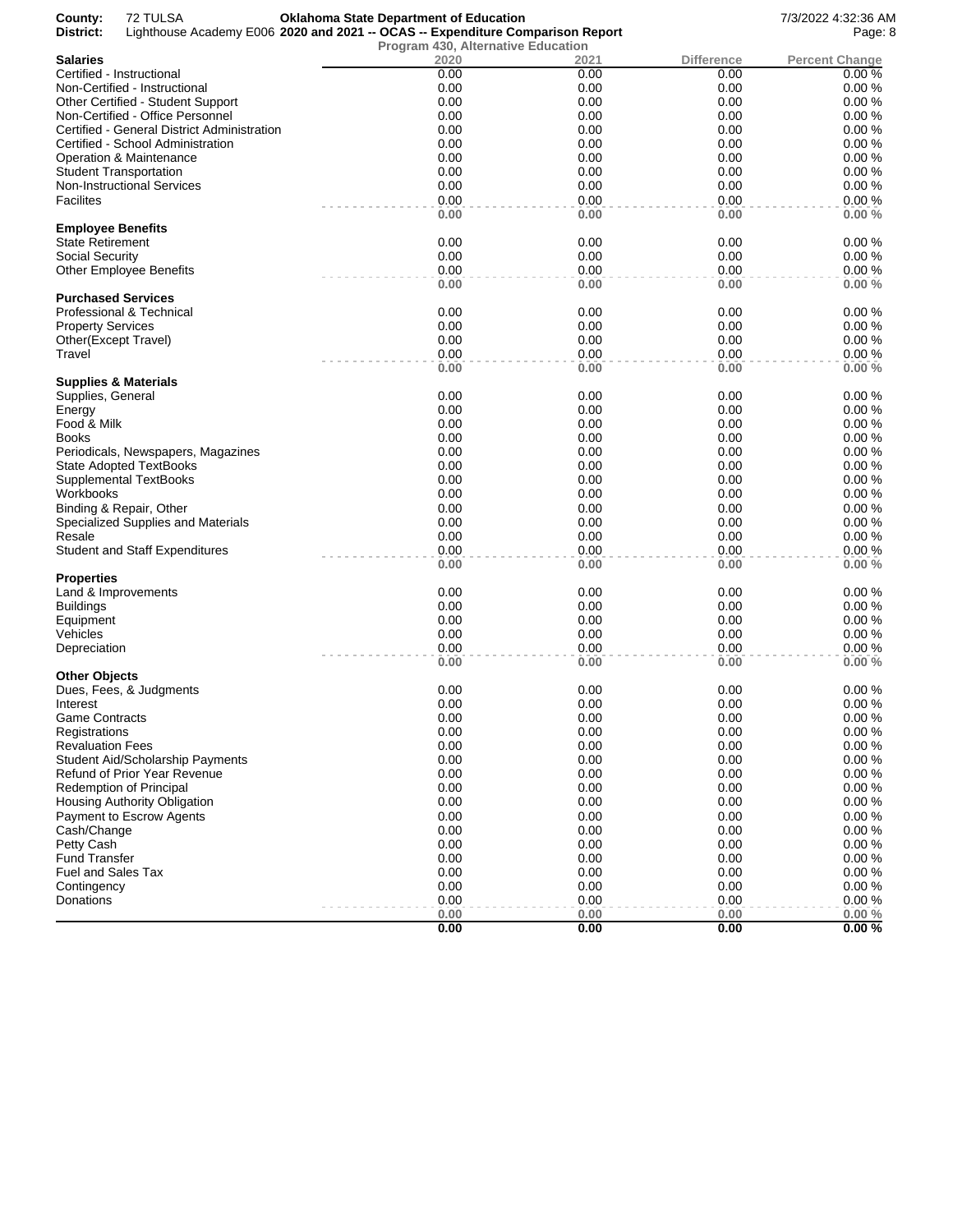**County:** 72 TULSA
**District:** Lighthouse Academy E006

**Oklahoma State Department of Education**
**2020 and 2021 -- OCAS -- Expenditure Comparison Report**
**Program 430, Alternative Education**

7/3/2022 4:32:36 AM

| Salaries | 2020 | 2021 | Difference | Percent Change |
|---|---|---|---|---|
| Certified - Instructional | 0.00 | 0.00 | 0.00 | 0.00 % |
| Non-Certified - Instructional | 0.00 | 0.00 | 0.00 | 0.00 % |
| Other Certified - Student Support | 0.00 | 0.00 | 0.00 | 0.00 % |
| Non-Certified - Office Personnel | 0.00 | 0.00 | 0.00 | 0.00 % |
| Certified - General District Administration | 0.00 | 0.00 | 0.00 | 0.00 % |
| Certified - School Administration | 0.00 | 0.00 | 0.00 | 0.00 % |
| Operation & Maintenance | 0.00 | 0.00 | 0.00 | 0.00 % |
| Student Transportation | 0.00 | 0.00 | 0.00 | 0.00 % |
| Non-Instructional Services | 0.00 | 0.00 | 0.00 | 0.00 % |
| Facilites | 0.00 | 0.00 | 0.00 | 0.00 % |
| | **0.00** | **0.00** | **0.00** | **0.00 %** |
| **Employee Benefits** | | | | |
| State Retirement | 0.00 | 0.00 | 0.00 | 0.00 % |
| Social Security | 0.00 | 0.00 | 0.00 | 0.00 % |
| Other Employee Benefits | 0.00 | 0.00 | 0.00 | 0.00 % |
| | **0.00** | **0.00** | **0.00** | **0.00 %** |
| **Purchased Services** | | | | |
| Professional & Technical | 0.00 | 0.00 | 0.00 | 0.00 % |
| Property Services | 0.00 | 0.00 | 0.00 | 0.00 % |
| Other(Except Travel) | 0.00 | 0.00 | 0.00 | 0.00 % |
| Travel | 0.00 | 0.00 | 0.00 | 0.00 % |
| | **0.00** | **0.00** | **0.00** | **0.00 %** |
| **Supplies & Materials** | | | | |
| Supplies, General | 0.00 | 0.00 | 0.00 | 0.00 % |
| Energy | 0.00 | 0.00 | 0.00 | 0.00 % |
| Food & Milk | 0.00 | 0.00 | 0.00 | 0.00 % |
| Books | 0.00 | 0.00 | 0.00 | 0.00 % |
| Periodicals, Newspapers, Magazines | 0.00 | 0.00 | 0.00 | 0.00 % |
| State Adopted TextBooks | 0.00 | 0.00 | 0.00 | 0.00 % |
| Supplemental TextBooks | 0.00 | 0.00 | 0.00 | 0.00 % |
| Workbooks | 0.00 | 0.00 | 0.00 | 0.00 % |
| Binding & Repair, Other | 0.00 | 0.00 | 0.00 | 0.00 % |
| Specialized Supplies and Materials | 0.00 | 0.00 | 0.00 | 0.00 % |
| Resale | 0.00 | 0.00 | 0.00 | 0.00 % |
| Student and Staff Expenditures | 0.00 | 0.00 | 0.00 | 0.00 % |
| | **0.00** | **0.00** | **0.00** | **0.00 %** |
| **Properties** | | | | |
| Land & Improvements | 0.00 | 0.00 | 0.00 | 0.00 % |
| Buildings | 0.00 | 0.00 | 0.00 | 0.00 % |
| Equipment | 0.00 | 0.00 | 0.00 | 0.00 % |
| Vehicles | 0.00 | 0.00 | 0.00 | 0.00 % |
| Depreciation | 0.00 | 0.00 | 0.00 | 0.00 % |
| | **0.00** | **0.00** | **0.00** | **0.00 %** |
| **Other Objects** | | | | |
| Dues, Fees, & Judgments | 0.00 | 0.00 | 0.00 | 0.00 % |
| Interest | 0.00 | 0.00 | 0.00 | 0.00 % |
| Game Contracts | 0.00 | 0.00 | 0.00 | 0.00 % |
| Registrations | 0.00 | 0.00 | 0.00 | 0.00 % |
| Revaluation Fees | 0.00 | 0.00 | 0.00 | 0.00 % |
| Student Aid/Scholarship Payments | 0.00 | 0.00 | 0.00 | 0.00 % |
| Refund of Prior Year Revenue | 0.00 | 0.00 | 0.00 | 0.00 % |
| Redemption of Principal | 0.00 | 0.00 | 0.00 | 0.00 % |
| Housing Authority Obligation | 0.00 | 0.00 | 0.00 | 0.00 % |
| Payment to Escrow Agents | 0.00 | 0.00 | 0.00 | 0.00 % |
| Cash/Change | 0.00 | 0.00 | 0.00 | 0.00 % |
| Petty Cash | 0.00 | 0.00 | 0.00 | 0.00 % |
| Fund Transfer | 0.00 | 0.00 | 0.00 | 0.00 % |
| Fuel and Sales Tax | 0.00 | 0.00 | 0.00 | 0.00 % |
| Contingency | 0.00 | 0.00 | 0.00 | 0.00 % |
| Donations | 0.00 | 0.00 | 0.00 | 0.00 % |
| | **0.00** | **0.00** | **0.00** | **0.00 %** |
| | **0.00** | **0.00** | **0.00** | **0.00 %** |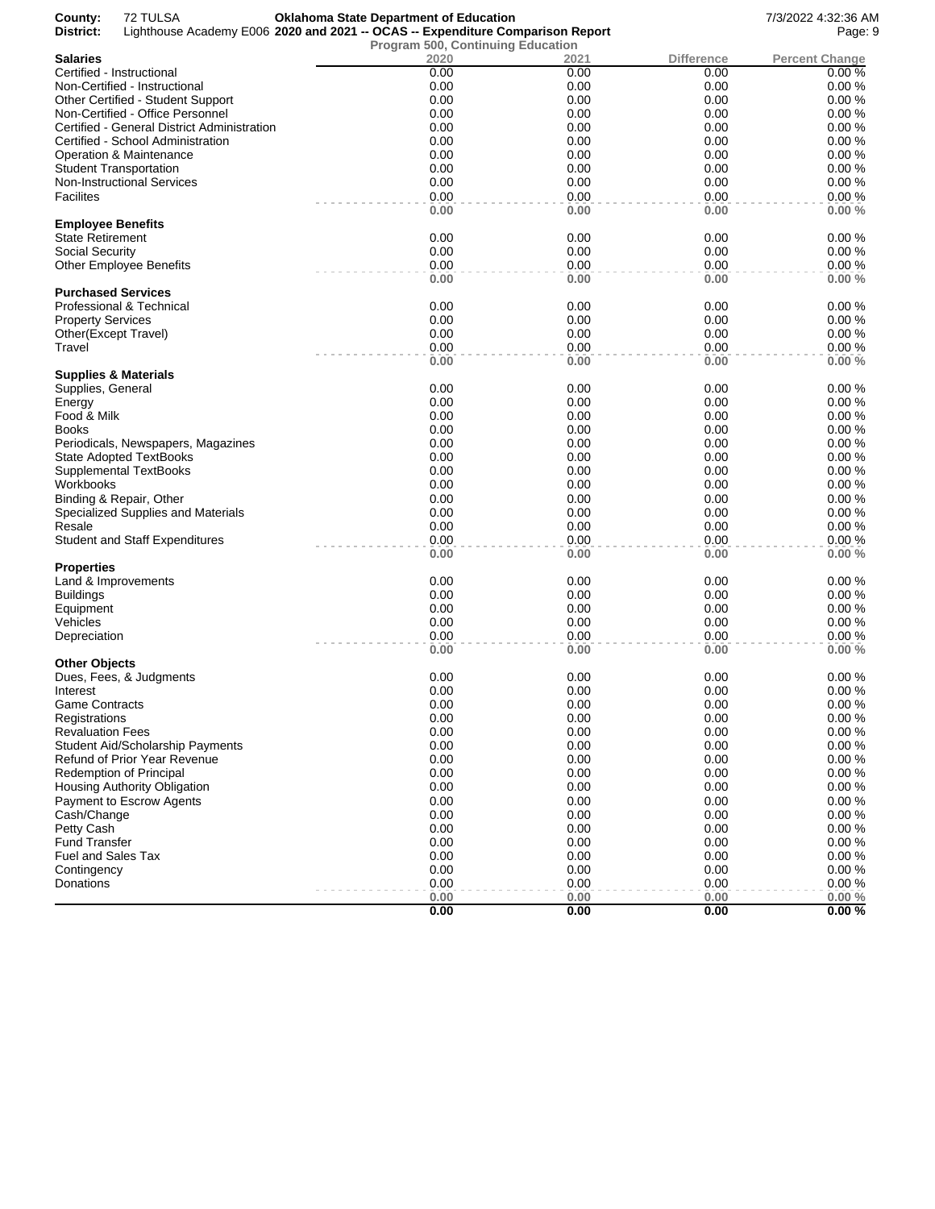**County:** 72 TULSA **Oklahoma State Department of Education** 7/3/2022 4:32:36 AM

**District:** Lighthouse Academy E006 **2020 and 2021 -- OCAS -- Expenditure Comparison Report**

**Program 500, Continuing Education**

| Salaries | 2020 | 2021 | Difference | Percent Change |
|---|---|---|---|---|
| Certified - Instructional | 0.00 | 0.00 | 0.00 | 0.00 % |
| Non-Certified - Instructional | 0.00 | 0.00 | 0.00 | 0.00 % |
| Other Certified - Student Support | 0.00 | 0.00 | 0.00 | 0.00 % |
| Non-Certified - Office Personnel | 0.00 | 0.00 | 0.00 | 0.00 % |
| Certified - General District Administration | 0.00 | 0.00 | 0.00 | 0.00 % |
| Certified - School Administration | 0.00 | 0.00 | 0.00 | 0.00 % |
| Operation & Maintenance | 0.00 | 0.00 | 0.00 | 0.00 % |
| Student Transportation | 0.00 | 0.00 | 0.00 | 0.00 % |
| Non-Instructional Services | 0.00 | 0.00 | 0.00 | 0.00 % |
| Facilites | 0.00 | 0.00 | 0.00 | 0.00 % |
| | **0.00** | **0.00** | **0.00** | **0.00 %** |
| **Employee Benefits** | | | | |
| State Retirement | 0.00 | 0.00 | 0.00 | 0.00 % |
| Social Security | 0.00 | 0.00 | 0.00 | 0.00 % |
| Other Employee Benefits | 0.00 | 0.00 | 0.00 | 0.00 % |
| | **0.00** | **0.00** | **0.00** | **0.00 %** |
| **Purchased Services** | | | | |
| Professional & Technical | 0.00 | 0.00 | 0.00 | 0.00 % |
| Property Services | 0.00 | 0.00 | 0.00 | 0.00 % |
| Other(Except Travel) | 0.00 | 0.00 | 0.00 | 0.00 % |
| Travel | 0.00 | 0.00 | 0.00 | 0.00 % |
| | **0.00** | **0.00** | **0.00** | **0.00 %** |
| **Supplies & Materials** | | | | |
| Supplies, General | 0.00 | 0.00 | 0.00 | 0.00 % |
| Energy | 0.00 | 0.00 | 0.00 | 0.00 % |
| Food & Milk | 0.00 | 0.00 | 0.00 | 0.00 % |
| Books | 0.00 | 0.00 | 0.00 | 0.00 % |
| Periodicals, Newspapers, Magazines | 0.00 | 0.00 | 0.00 | 0.00 % |
| State Adopted TextBooks | 0.00 | 0.00 | 0.00 | 0.00 % |
| Supplemental TextBooks | 0.00 | 0.00 | 0.00 | 0.00 % |
| Workbooks | 0.00 | 0.00 | 0.00 | 0.00 % |
| Binding & Repair, Other | 0.00 | 0.00 | 0.00 | 0.00 % |
| Specialized Supplies and Materials | 0.00 | 0.00 | 0.00 | 0.00 % |
| Resale | 0.00 | 0.00 | 0.00 | 0.00 % |
| Student and Staff Expenditures | 0.00 | 0.00 | 0.00 | 0.00 % |
| | **0.00** | **0.00** | **0.00** | **0.00 %** |
| **Properties** | | | | |
| Land & Improvements | 0.00 | 0.00 | 0.00 | 0.00 % |
| Buildings | 0.00 | 0.00 | 0.00 | 0.00 % |
| Equipment | 0.00 | 0.00 | 0.00 | 0.00 % |
| Vehicles | 0.00 | 0.00 | 0.00 | 0.00 % |
| Depreciation | 0.00 | 0.00 | 0.00 | 0.00 % |
| | **0.00** | **0.00** | **0.00** | **0.00 %** |
| **Other Objects** | | | | |
| Dues, Fees, & Judgments | 0.00 | 0.00 | 0.00 | 0.00 % |
| Interest | 0.00 | 0.00 | 0.00 | 0.00 % |
| Game Contracts | 0.00 | 0.00 | 0.00 | 0.00 % |
| Registrations | 0.00 | 0.00 | 0.00 | 0.00 % |
| Revaluation Fees | 0.00 | 0.00 | 0.00 | 0.00 % |
| Student Aid/Scholarship Payments | 0.00 | 0.00 | 0.00 | 0.00 % |
| Refund of Prior Year Revenue | 0.00 | 0.00 | 0.00 | 0.00 % |
| Redemption of Principal | 0.00 | 0.00 | 0.00 | 0.00 % |
| Housing Authority Obligation | 0.00 | 0.00 | 0.00 | 0.00 % |
| Payment to Escrow Agents | 0.00 | 0.00 | 0.00 | 0.00 % |
| Cash/Change | 0.00 | 0.00 | 0.00 | 0.00 % |
| Petty Cash | 0.00 | 0.00 | 0.00 | 0.00 % |
| Fund Transfer | 0.00 | 0.00 | 0.00 | 0.00 % |
| Fuel and Sales Tax | 0.00 | 0.00 | 0.00 | 0.00 % |
| Contingency | 0.00 | 0.00 | 0.00 | 0.00 % |
| Donations | 0.00 | 0.00 | 0.00 | 0.00 % |
| | **0.00** | **0.00** | **0.00** | **0.00 %** |
| | **0.00** | **0.00** | **0.00** | **0.00 %** |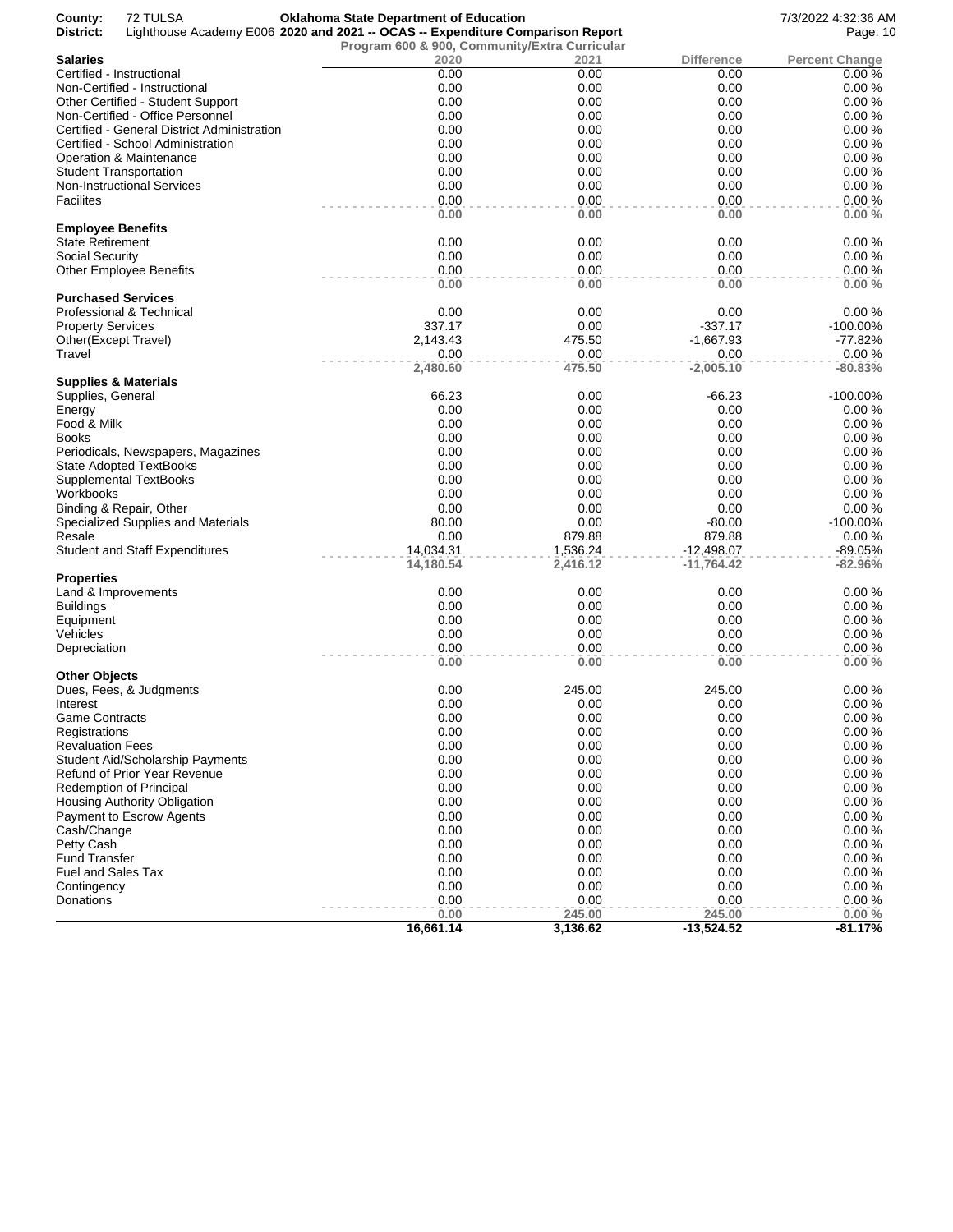County: 72 TULSA
District: Lighthouse Academy E006

**Oklahoma State Department of Education**
**2020 and 2021 -- OCAS -- Expenditure Comparison Report**
**Program 600 & 900, Community/Extra Curricular**

7/3/2022 4:32:36 AM

| Salaries | 2020 | 2021 | Difference | Percent Change |
|---|---|---|---|---|
| Certified - Instructional | 0.00 | 0.00 | 0.00 | 0.00 % |
| Non-Certified - Instructional | 0.00 | 0.00 | 0.00 | 0.00 % |
| Other Certified - Student Support | 0.00 | 0.00 | 0.00 | 0.00 % |
| Non-Certified - Office Personnel | 0.00 | 0.00 | 0.00 | 0.00 % |
| Certified - General District Administration | 0.00 | 0.00 | 0.00 | 0.00 % |
| Certified - School Administration | 0.00 | 0.00 | 0.00 | 0.00 % |
| Operation & Maintenance | 0.00 | 0.00 | 0.00 | 0.00 % |
| Student Transportation | 0.00 | 0.00 | 0.00 | 0.00 % |
| Non-Instructional Services | 0.00 | 0.00 | 0.00 | 0.00 % |
| Facilites | 0.00 | 0.00 | 0.00 | 0.00 % |
| | **0.00** | **0.00** | **0.00** | **0.00 %** |
| **Employee Benefits** | | | | |
| State Retirement | 0.00 | 0.00 | 0.00 | 0.00 % |
| Social Security | 0.00 | 0.00 | 0.00 | 0.00 % |
| Other Employee Benefits | 0.00 | 0.00 | 0.00 | 0.00 % |
| | **0.00** | **0.00** | **0.00** | **0.00 %** |
| **Purchased Services** | | | | |
| Professional & Technical | 0.00 | 0.00 | 0.00 | 0.00 % |
| Property Services | 337.17 | 0.00 | -337.17 | -100.00% |
| Other(Except Travel) | 2,143.43 | 475.50 | -1,667.93 | -77.82% |
| Travel | 0.00 | 0.00 | 0.00 | 0.00 % |
| | **2,480.60** | **475.50** | **-2,005.10** | **-80.83%** |
| **Supplies & Materials** | | | | |
| Supplies, General | 66.23 | 0.00 | -66.23 | -100.00% |
| Energy | 0.00 | 0.00 | 0.00 | 0.00 % |
| Food & Milk | 0.00 | 0.00 | 0.00 | 0.00 % |
| Books | 0.00 | 0.00 | 0.00 | 0.00 % |
| Periodicals, Newspapers, Magazines | 0.00 | 0.00 | 0.00 | 0.00 % |
| State Adopted TextBooks | 0.00 | 0.00 | 0.00 | 0.00 % |
| Supplemental TextBooks | 0.00 | 0.00 | 0.00 | 0.00 % |
| Workbooks | 0.00 | 0.00 | 0.00 | 0.00 % |
| Binding & Repair, Other | 0.00 | 0.00 | 0.00 | 0.00 % |
| Specialized Supplies and Materials | 80.00 | 0.00 | -80.00 | -100.00% |
| Resale | 0.00 | 879.88 | 879.88 | 0.00 % |
| Student and Staff Expenditures | 14,034.31 | 1,536.24 | -12,498.07 | -89.05% |
| | **14,180.54** | **2,416.12** | **-11,764.42** | **-82.96%** |
| **Properties** | | | | |
| Land & Improvements | 0.00 | 0.00 | 0.00 | 0.00 % |
| Buildings | 0.00 | 0.00 | 0.00 | 0.00 % |
| Equipment | 0.00 | 0.00 | 0.00 | 0.00 % |
| Vehicles | 0.00 | 0.00 | 0.00 | 0.00 % |
| Depreciation | 0.00 | 0.00 | 0.00 | 0.00 % |
| | **0.00** | **0.00** | **0.00** | **0.00 %** |
| **Other Objects** | | | | |
| Dues, Fees, & Judgments | 0.00 | 245.00 | 245.00 | 0.00 % |
| Interest | 0.00 | 0.00 | 0.00 | 0.00 % |
| Game Contracts | 0.00 | 0.00 | 0.00 | 0.00 % |
| Registrations | 0.00 | 0.00 | 0.00 | 0.00 % |
| Revaluation Fees | 0.00 | 0.00 | 0.00 | 0.00 % |
| Student Aid/Scholarship Payments | 0.00 | 0.00 | 0.00 | 0.00 % |
| Refund of Prior Year Revenue | 0.00 | 0.00 | 0.00 | 0.00 % |
| Redemption of Principal | 0.00 | 0.00 | 0.00 | 0.00 % |
| Housing Authority Obligation | 0.00 | 0.00 | 0.00 | 0.00 % |
| Payment to Escrow Agents | 0.00 | 0.00 | 0.00 | 0.00 % |
| Cash/Change | 0.00 | 0.00 | 0.00 | 0.00 % |
| Petty Cash | 0.00 | 0.00 | 0.00 | 0.00 % |
| Fund Transfer | 0.00 | 0.00 | 0.00 | 0.00 % |
| Fuel and Sales Tax | 0.00 | 0.00 | 0.00 | 0.00 % |
| Contingency | 0.00 | 0.00 | 0.00 | 0.00 % |
| Donations | 0.00 | 0.00 | 0.00 | 0.00 % |
| | **0.00** | **245.00** | **245.00** | **0.00 %** |
| | **16,661.14** | **3,136.62** | **-13,524.52** | **-81.17%** |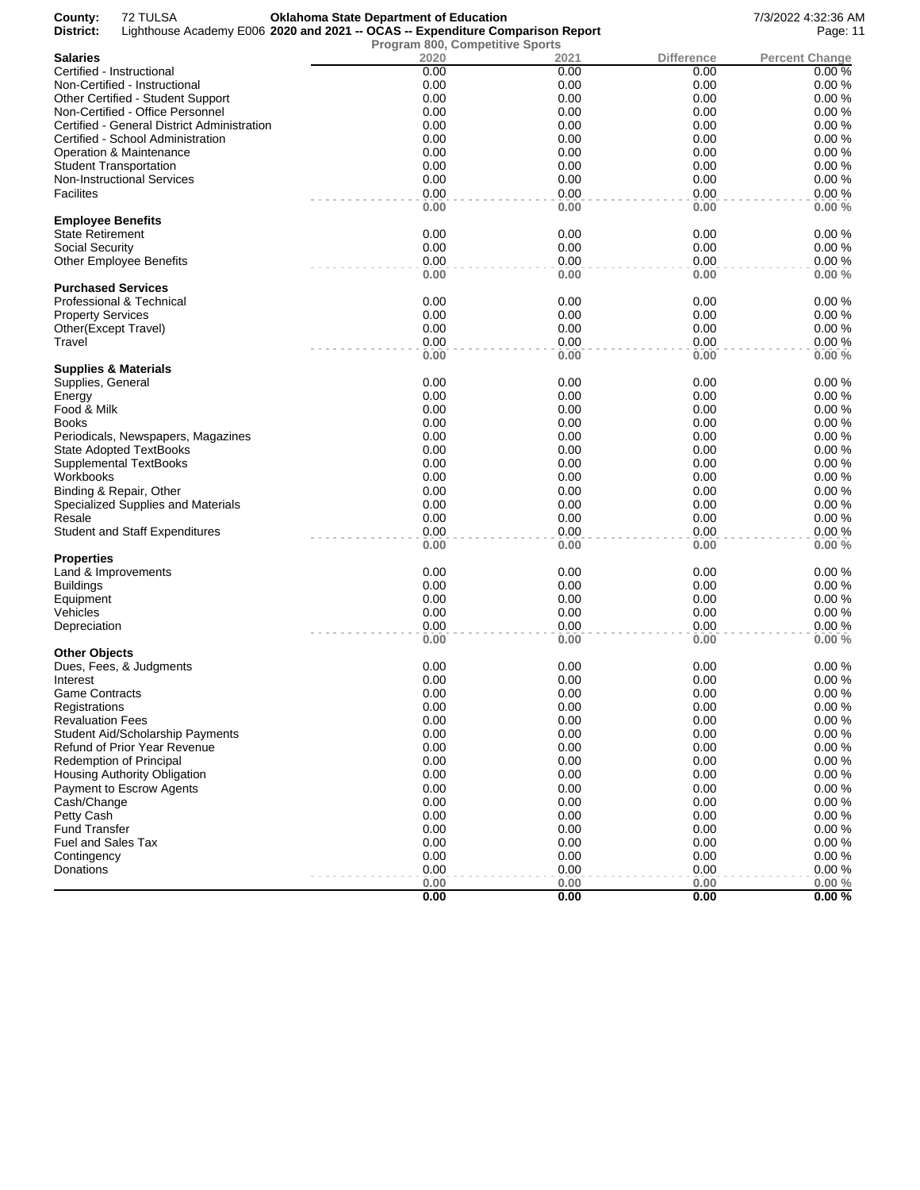County: 72 TULSA
District: Lighthouse Academy E006

**Oklahoma State Department of Education**
**2020 and 2021 -- OCAS -- Expenditure Comparison Report**
**Program 800, Competitive Sports**

7/3/2022 4:32:36 AM

| Salaries | 2020 | 2021 | Difference | Percent Change |
|---|---|---|---|---|
| Certified - Instructional | 0.00 | 0.00 | 0.00 | 0.00 % |
| Non-Certified - Instructional | 0.00 | 0.00 | 0.00 | 0.00 % |
| Other Certified - Student Support | 0.00 | 0.00 | 0.00 | 0.00 % |
| Non-Certified - Office Personnel | 0.00 | 0.00 | 0.00 | 0.00 % |
| Certified - General District Administration | 0.00 | 0.00 | 0.00 | 0.00 % |
| Certified - School Administration | 0.00 | 0.00 | 0.00 | 0.00 % |
| Operation & Maintenance | 0.00 | 0.00 | 0.00 | 0.00 % |
| Student Transportation | 0.00 | 0.00 | 0.00 | 0.00 % |
| Non-Instructional Services | 0.00 | 0.00 | 0.00 | 0.00 % |
| Facilites | 0.00 | 0.00 | 0.00 | 0.00 % |
| | **0.00** | **0.00** | **0.00** | **0.00 %** |
| **Employee Benefits** | | | | |
| State Retirement | 0.00 | 0.00 | 0.00 | 0.00 % |
| Social Security | 0.00 | 0.00 | 0.00 | 0.00 % |
| Other Employee Benefits | 0.00 | 0.00 | 0.00 | 0.00 % |
| | **0.00** | **0.00** | **0.00** | **0.00 %** |
| **Purchased Services** | | | | |
| Professional & Technical | 0.00 | 0.00 | 0.00 | 0.00 % |
| Property Services | 0.00 | 0.00 | 0.00 | 0.00 % |
| Other(Except Travel) | 0.00 | 0.00 | 0.00 | 0.00 % |
| Travel | 0.00 | 0.00 | 0.00 | 0.00 % |
| | **0.00** | **0.00** | **0.00** | **0.00 %** |
| **Supplies & Materials** | | | | |
| Supplies, General | 0.00 | 0.00 | 0.00 | 0.00 % |
| Energy | 0.00 | 0.00 | 0.00 | 0.00 % |
| Food & Milk | 0.00 | 0.00 | 0.00 | 0.00 % |
| Books | 0.00 | 0.00 | 0.00 | 0.00 % |
| Periodicals, Newspapers, Magazines | 0.00 | 0.00 | 0.00 | 0.00 % |
| State Adopted TextBooks | 0.00 | 0.00 | 0.00 | 0.00 % |
| Supplemental TextBooks | 0.00 | 0.00 | 0.00 | 0.00 % |
| Workbooks | 0.00 | 0.00 | 0.00 | 0.00 % |
| Binding & Repair, Other | 0.00 | 0.00 | 0.00 | 0.00 % |
| Specialized Supplies and Materials | 0.00 | 0.00 | 0.00 | 0.00 % |
| Resale | 0.00 | 0.00 | 0.00 | 0.00 % |
| Student and Staff Expenditures | 0.00 | 0.00 | 0.00 | 0.00 % |
| | **0.00** | **0.00** | **0.00** | **0.00 %** |
| **Properties** | | | | |
| Land & Improvements | 0.00 | 0.00 | 0.00 | 0.00 % |
| Buildings | 0.00 | 0.00 | 0.00 | 0.00 % |
| Equipment | 0.00 | 0.00 | 0.00 | 0.00 % |
| Vehicles | 0.00 | 0.00 | 0.00 | 0.00 % |
| Depreciation | 0.00 | 0.00 | 0.00 | 0.00 % |
| | **0.00** | **0.00** | **0.00** | **0.00 %** |
| **Other Objects** | | | | |
| Dues, Fees, & Judgments | 0.00 | 0.00 | 0.00 | 0.00 % |
| Interest | 0.00 | 0.00 | 0.00 | 0.00 % |
| Game Contracts | 0.00 | 0.00 | 0.00 | 0.00 % |
| Registrations | 0.00 | 0.00 | 0.00 | 0.00 % |
| Revaluation Fees | 0.00 | 0.00 | 0.00 | 0.00 % |
| Student Aid/Scholarship Payments | 0.00 | 0.00 | 0.00 | 0.00 % |
| Refund of Prior Year Revenue | 0.00 | 0.00 | 0.00 | 0.00 % |
| Redemption of Principal | 0.00 | 0.00 | 0.00 | 0.00 % |
| Housing Authority Obligation | 0.00 | 0.00 | 0.00 | 0.00 % |
| Payment to Escrow Agents | 0.00 | 0.00 | 0.00 | 0.00 % |
| Cash/Change | 0.00 | 0.00 | 0.00 | 0.00 % |
| Petty Cash | 0.00 | 0.00 | 0.00 | 0.00 % |
| Fund Transfer | 0.00 | 0.00 | 0.00 | 0.00 % |
| Fuel and Sales Tax | 0.00 | 0.00 | 0.00 | 0.00 % |
| Contingency | 0.00 | 0.00 | 0.00 | 0.00 % |
| Donations | 0.00 | 0.00 | 0.00 | 0.00 % |
| | **0.00** | **0.00** | **0.00** | **0.00 %** |
| | **0.00** | **0.00** | **0.00** | **0.00 %** |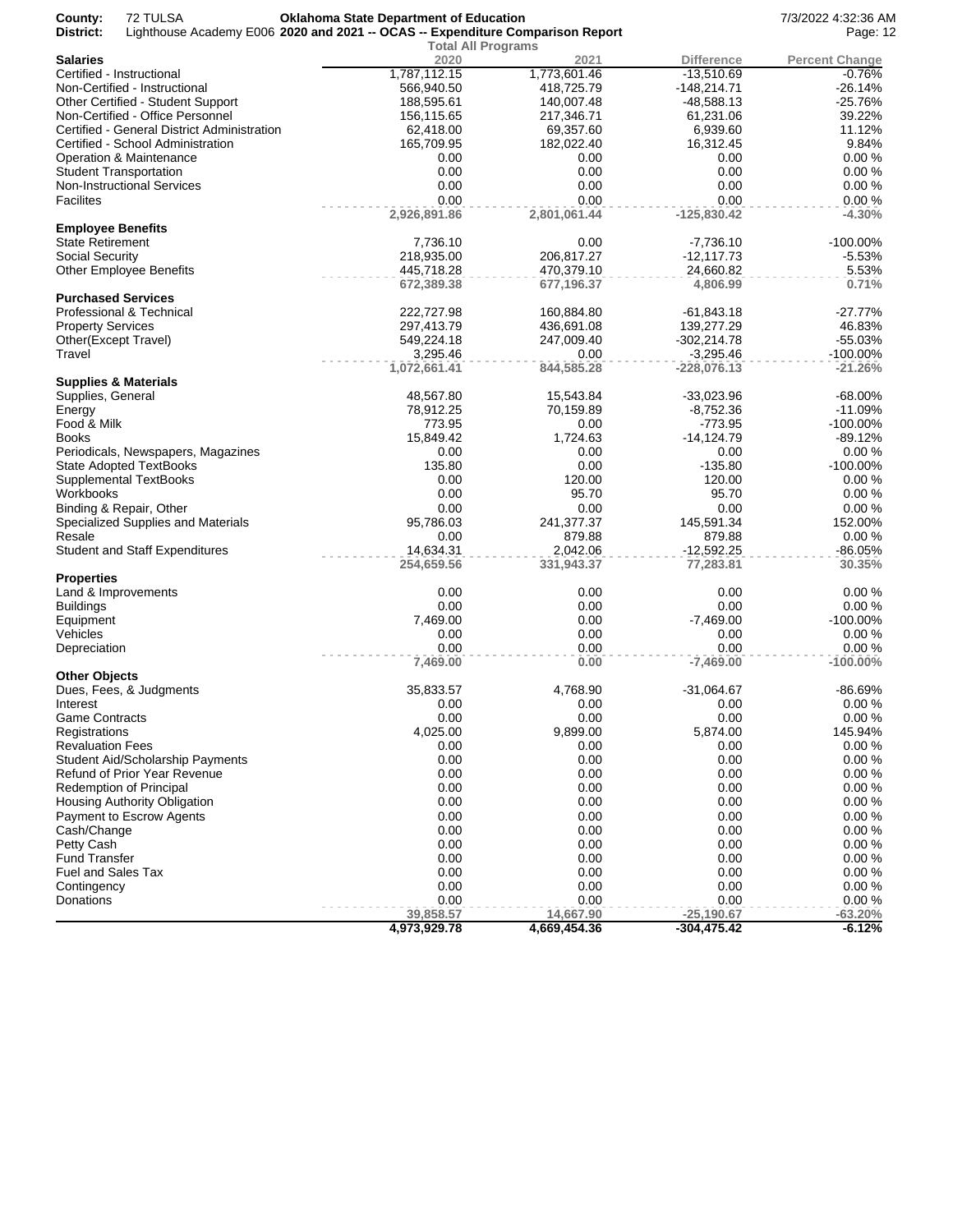**County:** 72 TULSA **Oklahoma State Department of Education**
**District:** Lighthouse Academy E006 **2020 and 2021 -- OCAS -- Expenditure Comparison Report**

7/3/2022 4:32:36 AM

**Total All Programs**

| | 2020 | 2021 | Difference | Percent Change |
|---|---|---|---|---|
| **Salaries** | | | | |
| Certified - Instructional | 1,787,112.15 | 1,773,601.46 | -13,510.69 | -0.76% |
| Non-Certified - Instructional | 566,940.50 | 418,725.79 | -148,214.71 | -26.14% |
| Other Certified - Student Support | 188,595.61 | 140,007.48 | -48,588.13 | -25.76% |
| Non-Certified - Office Personnel | 156,115.65 | 217,346.71 | 61,231.06 | 39.22% |
| Certified - General District Administration | 62,418.00 | 69,357.60 | 6,939.60 | 11.12% |
| Certified - School Administration | 165,709.95 | 182,022.40 | 16,312.45 | 9.84% |
| Operation & Maintenance | 0.00 | 0.00 | 0.00 | 0.00 % |
| Student Transportation | 0.00 | 0.00 | 0.00 | 0.00 % |
| Non-Instructional Services | 0.00 | 0.00 | 0.00 | 0.00 % |
| Facilites | 0.00 | 0.00 | 0.00 | 0.00 % |
| | **2,926,891.86** | **2,801,061.44** | **-125,830.42** | **-4.30%** |
| **Employee Benefits** | | | | |
| State Retirement | 7,736.10 | 0.00 | -7,736.10 | -100.00% |
| Social Security | 218,935.00 | 206,817.27 | -12,117.73 | -5.53% |
| Other Employee Benefits | 445,718.28 | 470,379.10 | 24,660.82 | 5.53% |
| | **672,389.38** | **677,196.37** | **4,806.99** | **0.71%** |
| **Purchased Services** | | | | |
| Professional & Technical | 222,727.98 | 160,884.80 | -61,843.18 | -27.77% |
| Property Services | 297,413.79 | 436,691.08 | 139,277.29 | 46.83% |
| Other(Except Travel) | 549,224.18 | 247,009.40 | -302,214.78 | -55.03% |
| Travel | 3,295.46 | 0.00 | -3,295.46 | -100.00% |
| | **1,072,661.41** | **844,585.28** | **-228,076.13** | **-21.26%** |
| **Supplies & Materials** | | | | |
| Supplies, General | 48,567.80 | 15,543.84 | -33,023.96 | -68.00% |
| Energy | 78,912.25 | 70,159.89 | -8,752.36 | -11.09% |
| Food & Milk | 773.95 | 0.00 | -773.95 | -100.00% |
| Books | 15,849.42 | 1,724.63 | -14,124.79 | -89.12% |
| Periodicals, Newspapers, Magazines | 0.00 | 0.00 | 0.00 | 0.00 % |
| State Adopted TextBooks | 135.80 | 0.00 | -135.80 | -100.00% |
| Supplemental TextBooks | 0.00 | 120.00 | 120.00 | 0.00 % |
| Workbooks | 0.00 | 95.70 | 95.70 | 0.00 % |
| Binding & Repair, Other | 0.00 | 0.00 | 0.00 | 0.00 % |
| Specialized Supplies and Materials | 95,786.03 | 241,377.37 | 145,591.34 | 152.00% |
| Resale | 0.00 | 879.88 | 879.88 | 0.00 % |
| Student and Staff Expenditures | 14,634.31 | 2,042.06 | -12,592.25 | -86.05% |
| | **254,659.56** | **331,943.37** | **77,283.81** | **30.35%** |
| **Properties** | | | | |
| Land & Improvements | 0.00 | 0.00 | 0.00 | 0.00 % |
| Buildings | 0.00 | 0.00 | 0.00 | 0.00 % |
| Equipment | 7,469.00 | 0.00 | -7,469.00 | -100.00% |
| Vehicles | 0.00 | 0.00 | 0.00 | 0.00 % |
| Depreciation | 0.00 | 0.00 | 0.00 | 0.00 % |
| | **7,469.00** | **0.00** | **-7,469.00** | **-100.00%** |
| **Other Objects** | | | | |
| Dues, Fees, & Judgments | 35,833.57 | 4,768.90 | -31,064.67 | -86.69% |
| Interest | 0.00 | 0.00 | 0.00 | 0.00 % |
| Game Contracts | 0.00 | 0.00 | 0.00 | 0.00 % |
| Registrations | 4,025.00 | 9,899.00 | 5,874.00 | 145.94% |
| Revaluation Fees | 0.00 | 0.00 | 0.00 | 0.00 % |
| Student Aid/Scholarship Payments | 0.00 | 0.00 | 0.00 | 0.00 % |
| Refund of Prior Year Revenue | 0.00 | 0.00 | 0.00 | 0.00 % |
| Redemption of Principal | 0.00 | 0.00 | 0.00 | 0.00 % |
| Housing Authority Obligation | 0.00 | 0.00 | 0.00 | 0.00 % |
| Payment to Escrow Agents | 0.00 | 0.00 | 0.00 | 0.00 % |
| Cash/Change | 0.00 | 0.00 | 0.00 | 0.00 % |
| Petty Cash | 0.00 | 0.00 | 0.00 | 0.00 % |
| Fund Transfer | 0.00 | 0.00 | 0.00 | 0.00 % |
| Fuel and Sales Tax | 0.00 | 0.00 | 0.00 | 0.00 % |
| Contingency | 0.00 | 0.00 | 0.00 | 0.00 % |
| Donations | 0.00 | 0.00 | 0.00 | 0.00 % |
| | **39,858.57** | **14,667.90** | **-25,190.67** | **-63.20%** |
| | **4,973,929.78** | **4,669,454.36** | **-304,475.42** | **-6.12%** |